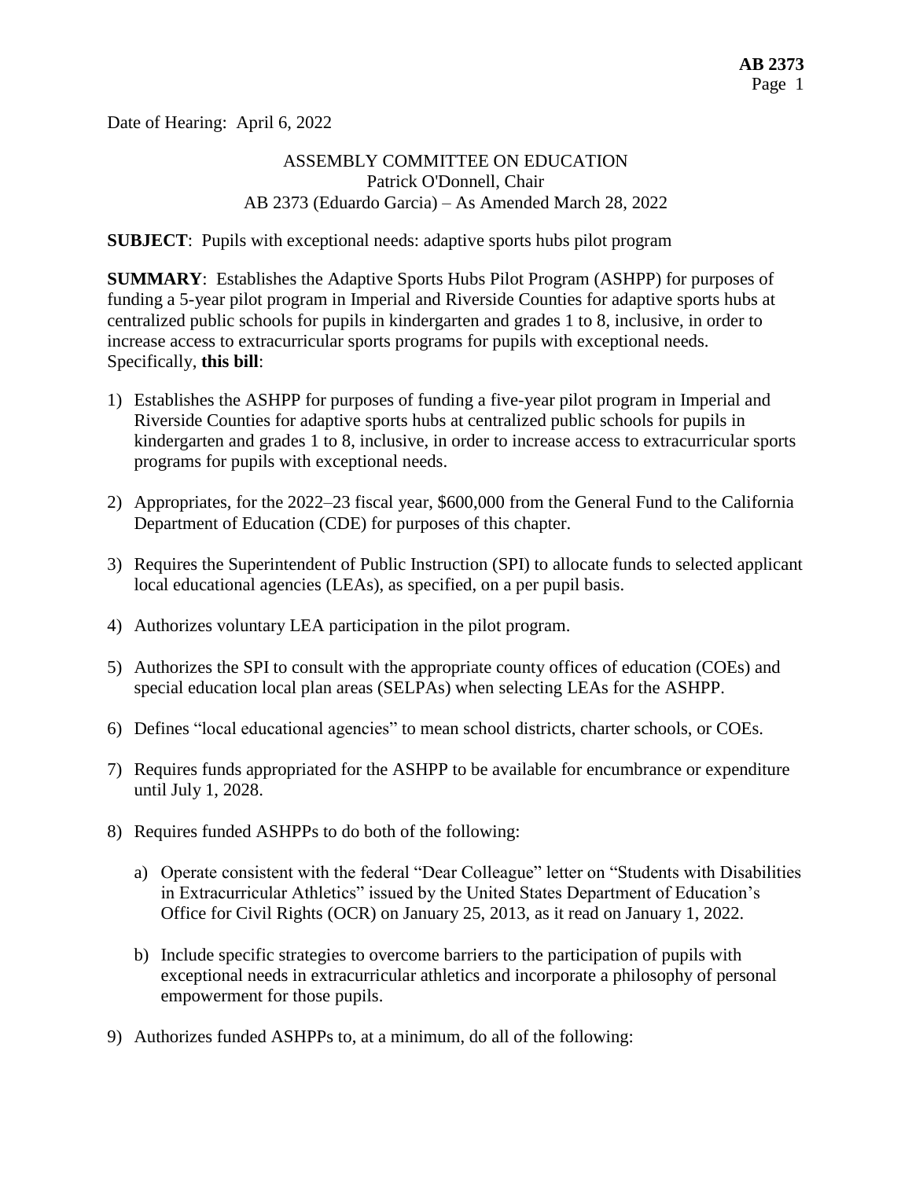Date of Hearing: April 6, 2022

ASSEMBLY COMMITTEE ON EDUCATION
Patrick O'Donnell, Chair
AB 2373 (Eduardo Garcia) – As Amended March 28, 2022

**SUBJECT**: Pupils with exceptional needs: adaptive sports hubs pilot program

**SUMMARY**: Establishes the Adaptive Sports Hubs Pilot Program (ASHPP) for purposes of funding a 5-year pilot program in Imperial and Riverside Counties for adaptive sports hubs at centralized public schools for pupils in kindergarten and grades 1 to 8, inclusive, in order to increase access to extracurricular sports programs for pupils with exceptional needs. Specifically, **this bill**:

1) Establishes the ASHPP for purposes of funding a five-year pilot program in Imperial and Riverside Counties for adaptive sports hubs at centralized public schools for pupils in kindergarten and grades 1 to 8, inclusive, in order to increase access to extracurricular sports programs for pupils with exceptional needs.

2) Appropriates, for the 2022–23 fiscal year, $600,000 from the General Fund to the California Department of Education (CDE) for purposes of this chapter.

3) Requires the Superintendent of Public Instruction (SPI) to allocate funds to selected applicant local educational agencies (LEAs), as specified, on a per pupil basis.

4) Authorizes voluntary LEA participation in the pilot program.

5) Authorizes the SPI to consult with the appropriate county offices of education (COEs) and special education local plan areas (SELPAs) when selecting LEAs for the ASHPP.

6) Defines "local educational agencies" to mean school districts, charter schools, or COEs.

7) Requires funds appropriated for the ASHPP to be available for encumbrance or expenditure until July 1, 2028.

8) Requires funded ASHPPs to do both of the following:

   a) Operate consistent with the federal "Dear Colleague" letter on "Students with Disabilities in Extracurricular Athletics" issued by the United States Department of Education's Office for Civil Rights (OCR) on January 25, 2013, as it read on January 1, 2022.

   b) Include specific strategies to overcome barriers to the participation of pupils with exceptional needs in extracurricular athletics and incorporate a philosophy of personal empowerment for those pupils.

9) Authorizes funded ASHPPs to, at a minimum, do all of the following: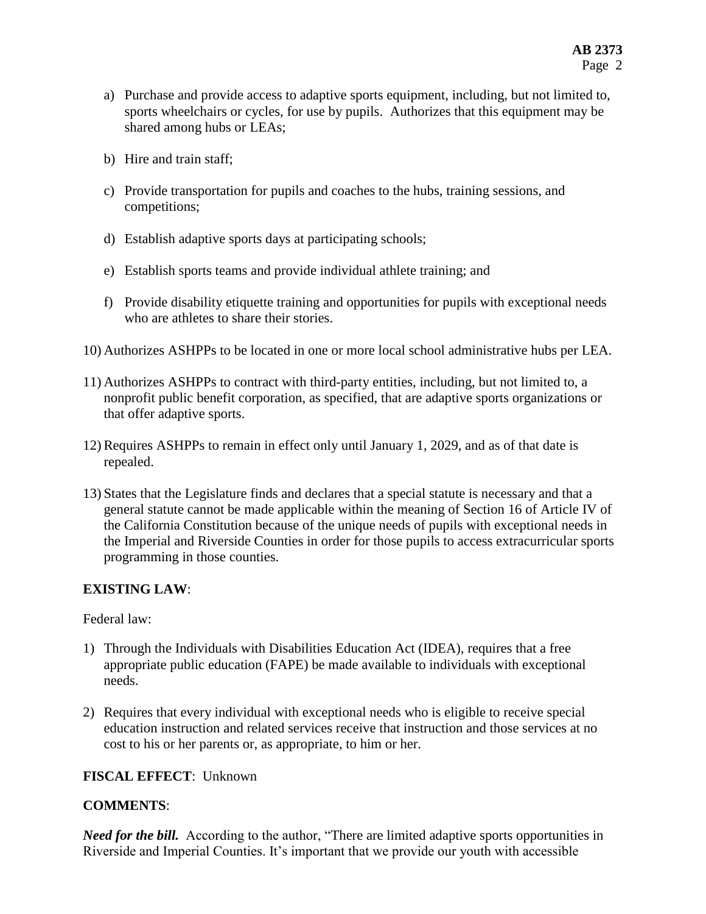a) Purchase and provide access to adaptive sports equipment, including, but not limited to, sports wheelchairs or cycles, for use by pupils. Authorizes that this equipment may be shared among hubs or LEAs;

b) Hire and train staff;

c) Provide transportation for pupils and coaches to the hubs, training sessions, and competitions;

d) Establish adaptive sports days at participating schools;

e) Establish sports teams and provide individual athlete training; and

f) Provide disability etiquette training and opportunities for pupils with exceptional needs who are athletes to share their stories.

10) Authorizes ASHPPs to be located in one or more local school administrative hubs per LEA.

11) Authorizes ASHPPs to contract with third-party entities, including, but not limited to, a nonprofit public benefit corporation, as specified, that are adaptive sports organizations or that offer adaptive sports.

12) Requires ASHPPs to remain in effect only until January 1, 2029, and as of that date is repealed.

13) States that the Legislature finds and declares that a special statute is necessary and that a general statute cannot be made applicable within the meaning of Section 16 of Article IV of the California Constitution because of the unique needs of pupils with exceptional needs in the Imperial and Riverside Counties in order for those pupils to access extracurricular sports programming in those counties.

**EXISTING LAW**:

Federal law:

1) Through the Individuals with Disabilities Education Act (IDEA), requires that a free appropriate public education (FAPE) be made available to individuals with exceptional needs.

2) Requires that every individual with exceptional needs who is eligible to receive special education instruction and related services receive that instruction and those services at no cost to his or her parents or, as appropriate, to him or her.

**FISCAL EFFECT**: Unknown

**COMMENTS**:

***Need for the bill.*** According to the author, "There are limited adaptive sports opportunities in Riverside and Imperial Counties. It's important that we provide our youth with accessible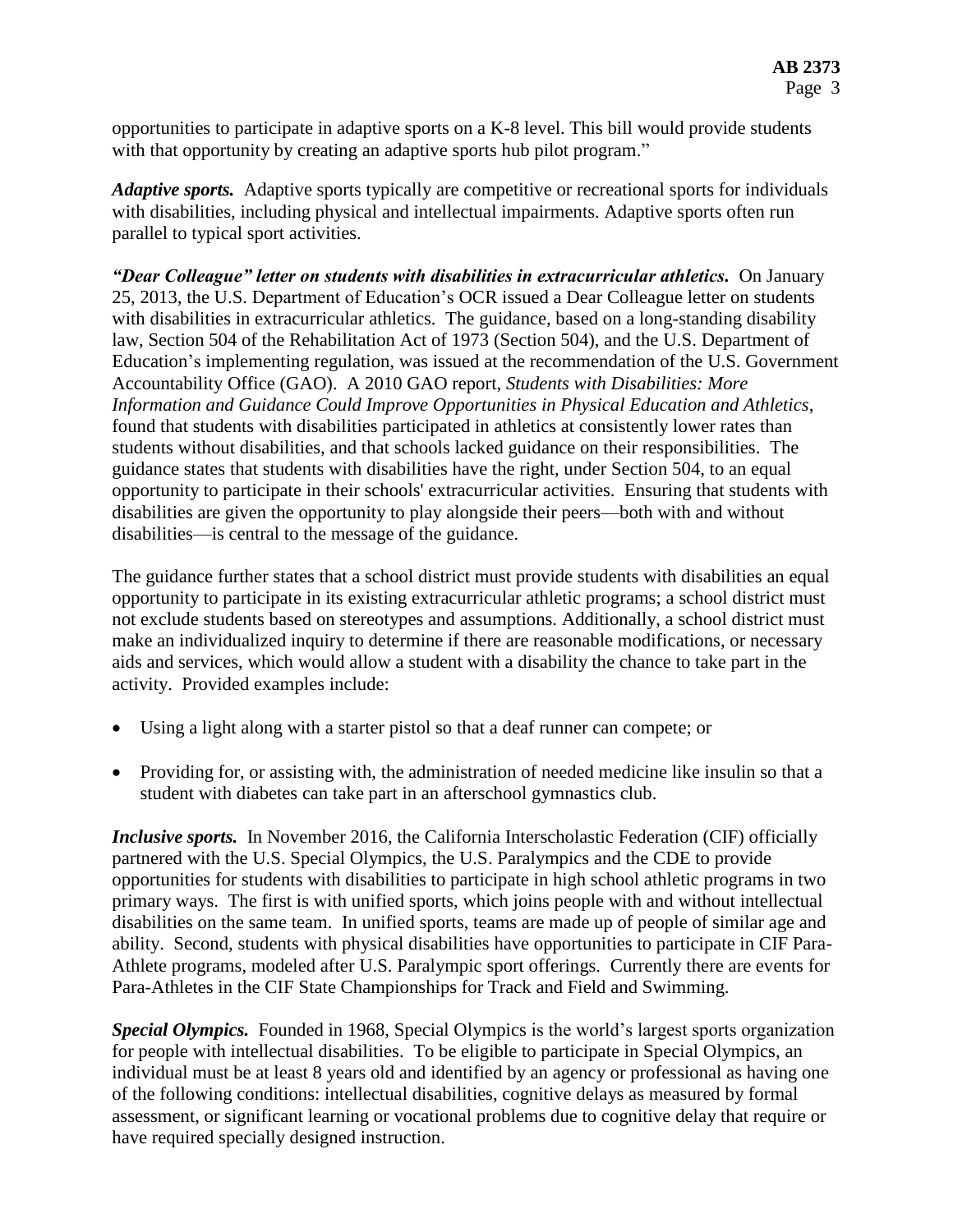opportunities to participate in adaptive sports on a K-8 level. This bill would provide students with that opportunity by creating an adaptive sports hub pilot program."

***Adaptive sports.*** Adaptive sports typically are competitive or recreational sports for individuals with disabilities, including physical and intellectual impairments. Adaptive sports often run parallel to typical sport activities.

***"Dear Colleague" letter on students with disabilities in extracurricular athletics.*** On January 25, 2013, the U.S. Department of Education's OCR issued a Dear Colleague letter on students with disabilities in extracurricular athletics. The guidance, based on a long-standing disability law, Section 504 of the Rehabilitation Act of 1973 (Section 504), and the U.S. Department of Education's implementing regulation, was issued at the recommendation of the U.S. Government Accountability Office (GAO). A 2010 GAO report, *Students with Disabilities: More Information and Guidance Could Improve Opportunities in Physical Education and Athletics*, found that students with disabilities participated in athletics at consistently lower rates than students without disabilities, and that schools lacked guidance on their responsibilities. The guidance states that students with disabilities have the right, under Section 504, to an equal opportunity to participate in their schools' extracurricular activities. Ensuring that students with disabilities are given the opportunity to play alongside their peers—both with and without disabilities—is central to the message of the guidance.

The guidance further states that a school district must provide students with disabilities an equal opportunity to participate in its existing extracurricular athletic programs; a school district must not exclude students based on stereotypes and assumptions. Additionally, a school district must make an individualized inquiry to determine if there are reasonable modifications, or necessary aids and services, which would allow a student with a disability the chance to take part in the activity. Provided examples include:

- Using a light along with a starter pistol so that a deaf runner can compete; or
- Providing for, or assisting with, the administration of needed medicine like insulin so that a student with diabetes can take part in an afterschool gymnastics club.

***Inclusive sports.*** In November 2016, the California Interscholastic Federation (CIF) officially partnered with the U.S. Special Olympics, the U.S. Paralympics and the CDE to provide opportunities for students with disabilities to participate in high school athletic programs in two primary ways. The first is with unified sports, which joins people with and without intellectual disabilities on the same team. In unified sports, teams are made up of people of similar age and ability. Second, students with physical disabilities have opportunities to participate in CIF Para-Athlete programs, modeled after U.S. Paralympic sport offerings. Currently there are events for Para-Athletes in the CIF State Championships for Track and Field and Swimming.

***Special Olympics.*** Founded in 1968, Special Olympics is the world's largest sports organization for people with intellectual disabilities. To be eligible to participate in Special Olympics, an individual must be at least 8 years old and identified by an agency or professional as having one of the following conditions: intellectual disabilities, cognitive delays as measured by formal assessment, or significant learning or vocational problems due to cognitive delay that require or have required specially designed instruction.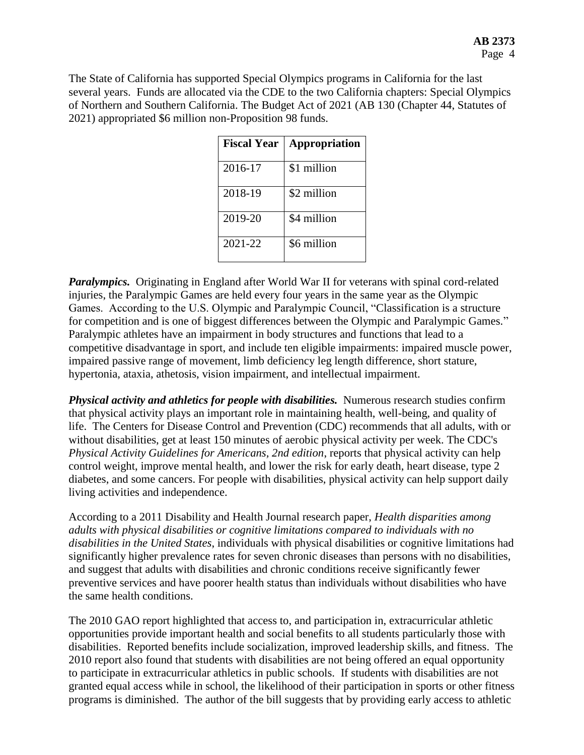The State of California has supported Special Olympics programs in California for the last several years. Funds are allocated via the CDE to the two California chapters: Special Olympics of Northern and Southern California. The Budget Act of 2021 (AB 130 (Chapter 44, Statutes of 2021) appropriated $6 million non-Proposition 98 funds.

| Fiscal Year | Appropriation |
|---|---|
| 2016-17 | $1 million |
| 2018-19 | $2 million |
| 2019-20 | $4 million |
| 2021-22 | $6 million |

***Paralympics.*** Originating in England after World War II for veterans with spinal cord-related injuries, the Paralympic Games are held every four years in the same year as the Olympic Games. According to the U.S. Olympic and Paralympic Council, "Classification is a structure for competition and is one of biggest differences between the Olympic and Paralympic Games." Paralympic athletes have an impairment in body structures and functions that lead to a competitive disadvantage in sport, and include ten eligible impairments: impaired muscle power, impaired passive range of movement, limb deficiency leg length difference, short stature, hypertonia, ataxia, athetosis, vision impairment, and intellectual impairment.

***Physical activity and athletics for people with disabilities.*** Numerous research studies confirm that physical activity plays an important role in maintaining health, well-being, and quality of life. The Centers for Disease Control and Prevention (CDC) recommends that all adults, with or without disabilities, get at least 150 minutes of aerobic physical activity per week. The CDC's *Physical Activity Guidelines for Americans, 2nd edition*, reports that physical activity can help control weight, improve mental health, and lower the risk for early death, heart disease, type 2 diabetes, and some cancers. For people with disabilities, physical activity can help support daily living activities and independence.

According to a 2011 Disability and Health Journal research paper, *Health disparities among adults with physical disabilities or cognitive limitations compared to individuals with no disabilities in the United States*, individuals with physical disabilities or cognitive limitations had significantly higher prevalence rates for seven chronic diseases than persons with no disabilities, and suggest that adults with disabilities and chronic conditions receive significantly fewer preventive services and have poorer health status than individuals without disabilities who have the same health conditions.

The 2010 GAO report highlighted that access to, and participation in, extracurricular athletic opportunities provide important health and social benefits to all students particularly those with disabilities. Reported benefits include socialization, improved leadership skills, and fitness. The 2010 report also found that students with disabilities are not being offered an equal opportunity to participate in extracurricular athletics in public schools. If students with disabilities are not granted equal access while in school, the likelihood of their participation in sports or other fitness programs is diminished. The author of the bill suggests that by providing early access to athletic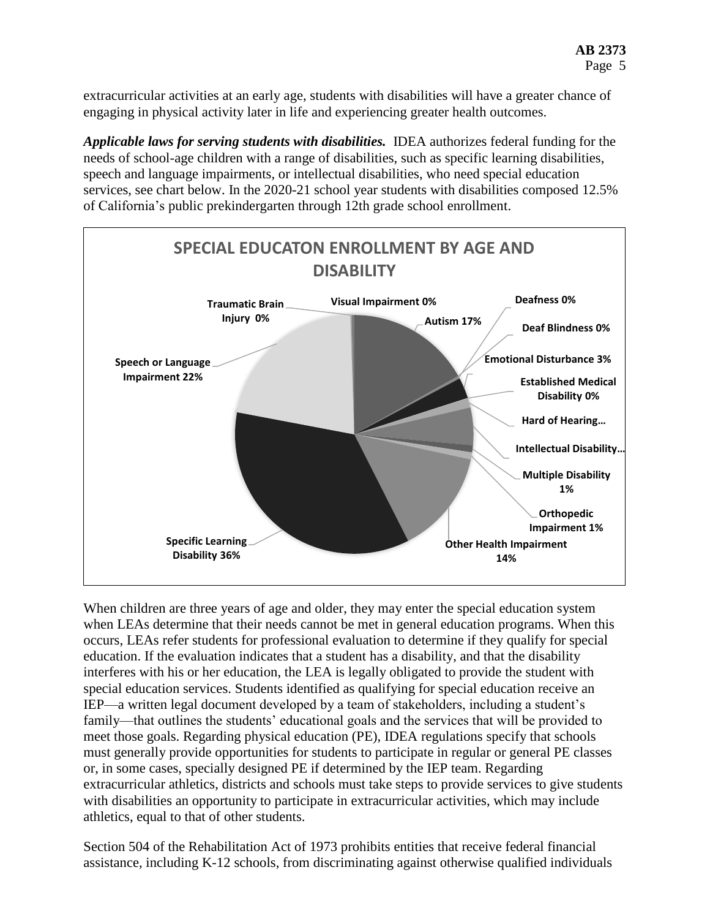extracurricular activities at an early age, students with disabilities will have a greater chance of engaging in physical activity later in life and experiencing greater health outcomes.

***Applicable laws for serving students with disabilities.*** IDEA authorizes federal funding for the needs of school-age children with a range of disabilities, such as specific learning disabilities, speech and language impairments, or intellectual disabilities, who need special education services, see chart below. In the 2020-21 school year students with disabilities composed 12.5% of California's public prekindergarten through 12th grade school enrollment.

**SPECIAL EDUCATON ENROLLMENT BY AGE AND DISABILITY**

- Autism 17%
- Deafness 0%
- Deaf Blindness 0%
- Emotional Disturbance 3%
- Established Medical Disability 0%
- Hard of Hearing…
- Intellectual Disability…
- Multiple Disability 1%
- Orthopedic Impairment 1%
- Other Health Impairment 14%
- Specific Learning Disability 36%
- Speech or Language Impairment 22%
- Traumatic Brain Injury 0%
- Visual Impairment 0%

When children are three years of age and older, they may enter the special education system when LEAs determine that their needs cannot be met in general education programs. When this occurs, LEAs refer students for professional evaluation to determine if they qualify for special education. If the evaluation indicates that a student has a disability, and that the disability interferes with his or her education, the LEA is legally obligated to provide the student with special education services. Students identified as qualifying for special education receive an IEP—a written legal document developed by a team of stakeholders, including a student's family—that outlines the students' educational goals and the services that will be provided to meet those goals. Regarding physical education (PE), IDEA regulations specify that schools must generally provide opportunities for students to participate in regular or general PE classes or, in some cases, specially designed PE if determined by the IEP team. Regarding extracurricular athletics, districts and schools must take steps to provide services to give students with disabilities an opportunity to participate in extracurricular activities, which may include athletics, equal to that of other students.

Section 504 of the Rehabilitation Act of 1973 prohibits entities that receive federal financial assistance, including K-12 schools, from discriminating against otherwise qualified individuals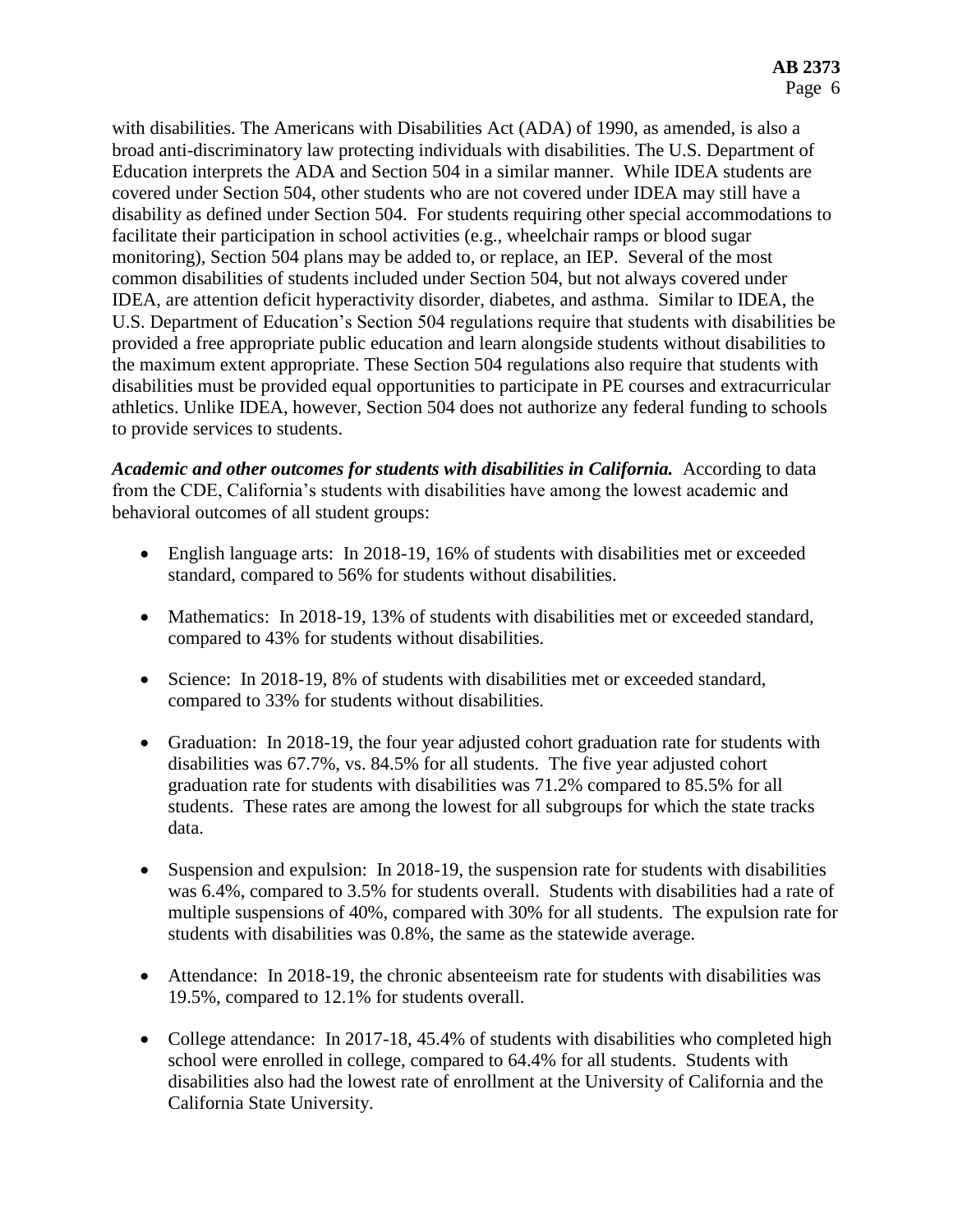with disabilities. The Americans with Disabilities Act (ADA) of 1990, as amended, is also a broad anti-discriminatory law protecting individuals with disabilities. The U.S. Department of Education interprets the ADA and Section 504 in a similar manner. While IDEA students are covered under Section 504, other students who are not covered under IDEA may still have a disability as defined under Section 504. For students requiring other special accommodations to facilitate their participation in school activities (e.g., wheelchair ramps or blood sugar monitoring), Section 504 plans may be added to, or replace, an IEP. Several of the most common disabilities of students included under Section 504, but not always covered under IDEA, are attention deficit hyperactivity disorder, diabetes, and asthma. Similar to IDEA, the U.S. Department of Education's Section 504 regulations require that students with disabilities be provided a free appropriate public education and learn alongside students without disabilities to the maximum extent appropriate. These Section 504 regulations also require that students with disabilities must be provided equal opportunities to participate in PE courses and extracurricular athletics. Unlike IDEA, however, Section 504 does not authorize any federal funding to schools to provide services to students.

***Academic and other outcomes for students with disabilities in California.*** According to data from the CDE, California's students with disabilities have among the lowest academic and behavioral outcomes of all student groups:

- English language arts: In 2018-19, 16% of students with disabilities met or exceeded standard, compared to 56% for students without disabilities.
- Mathematics: In 2018-19, 13% of students with disabilities met or exceeded standard, compared to 43% for students without disabilities.
- Science: In 2018-19, 8% of students with disabilities met or exceeded standard, compared to 33% for students without disabilities.
- Graduation: In 2018-19, the four year adjusted cohort graduation rate for students with disabilities was 67.7%, vs. 84.5% for all students. The five year adjusted cohort graduation rate for students with disabilities was 71.2% compared to 85.5% for all students. These rates are among the lowest for all subgroups for which the state tracks data.
- Suspension and expulsion: In 2018-19, the suspension rate for students with disabilities was 6.4%, compared to 3.5% for students overall. Students with disabilities had a rate of multiple suspensions of 40%, compared with 30% for all students. The expulsion rate for students with disabilities was 0.8%, the same as the statewide average.
- Attendance: In 2018-19, the chronic absenteeism rate for students with disabilities was 19.5%, compared to 12.1% for students overall.
- College attendance: In 2017-18, 45.4% of students with disabilities who completed high school were enrolled in college, compared to 64.4% for all students. Students with disabilities also had the lowest rate of enrollment at the University of California and the California State University.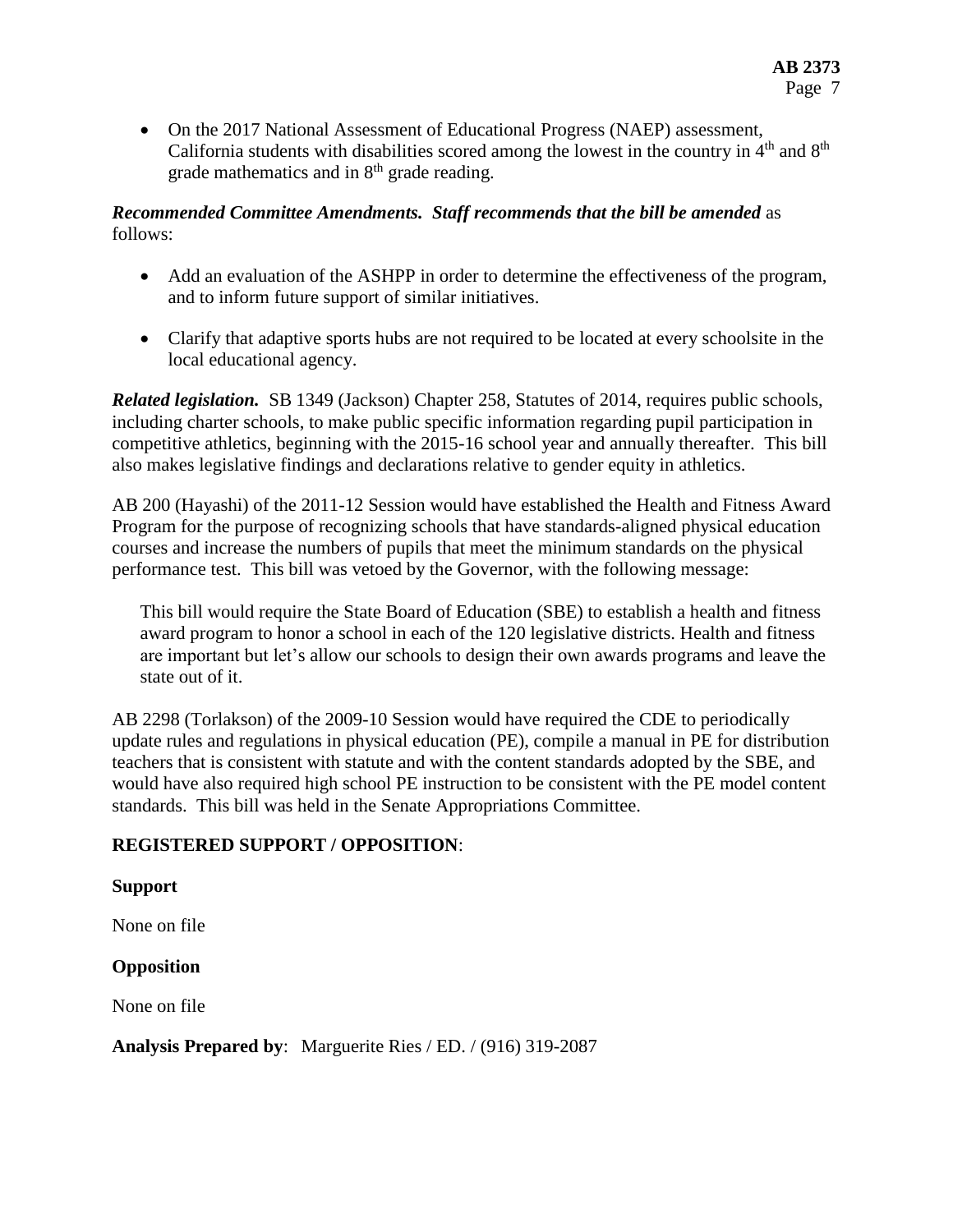- On the 2017 National Assessment of Educational Progress (NAEP) assessment, California students with disabilities scored among the lowest in the country in 4th and 8th grade mathematics and in 8th grade reading.

***Recommended Committee Amendments. Staff recommends that the bill be amended*** as follows:

- Add an evaluation of the ASHPP in order to determine the effectiveness of the program, and to inform future support of similar initiatives.
- Clarify that adaptive sports hubs are not required to be located at every schoolsite in the local educational agency.

***Related legislation.*** SB 1349 (Jackson) Chapter 258, Statutes of 2014, requires public schools, including charter schools, to make public specific information regarding pupil participation in competitive athletics, beginning with the 2015-16 school year and annually thereafter. This bill also makes legislative findings and declarations relative to gender equity in athletics.

AB 200 (Hayashi) of the 2011-12 Session would have established the Health and Fitness Award Program for the purpose of recognizing schools that have standards-aligned physical education courses and increase the numbers of pupils that meet the minimum standards on the physical performance test. This bill was vetoed by the Governor, with the following message:

> This bill would require the State Board of Education (SBE) to establish a health and fitness award program to honor a school in each of the 120 legislative districts. Health and fitness are important but let's allow our schools to design their own awards programs and leave the state out of it.

AB 2298 (Torlakson) of the 2009-10 Session would have required the CDE to periodically update rules and regulations in physical education (PE), compile a manual in PE for distribution teachers that is consistent with statute and with the content standards adopted by the SBE, and would have also required high school PE instruction to be consistent with the PE model content standards. This bill was held in the Senate Appropriations Committee.

**REGISTERED SUPPORT / OPPOSITION**:

**Support**

None on file

**Opposition**

None on file

**Analysis Prepared by**: Marguerite Ries / ED. / (916) 319-2087